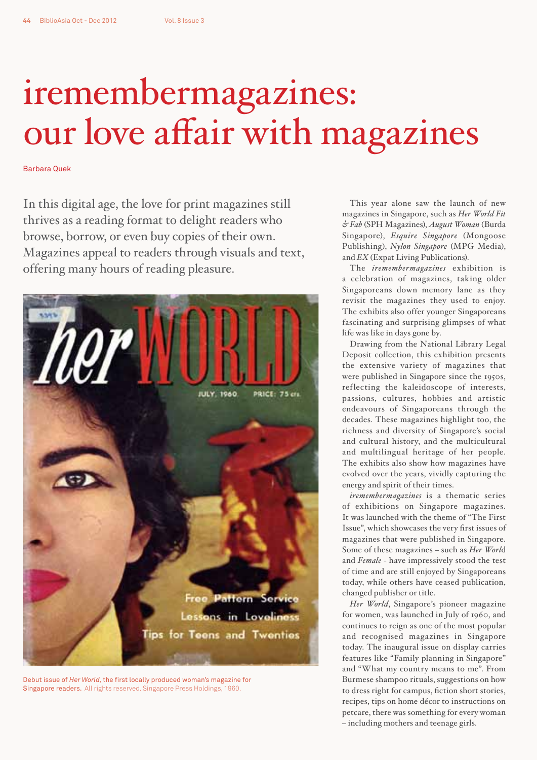# iremembermagazines: our love affair with magazines

Barbara Quek

In this digital age, the love for print magazines still thrives as a reading format to delight readers who browse, borrow, or even buy copies of their own. Magazines appeal to readers through visuals and text, offering many hours of reading pleasure.

Debut issue of *Her World*, the first locally produced woman's magazine for Singapore readers. All rights reserved. Singapore Press Holdings, 1960.

This year alone saw the launch of new magazines in Singapore, such as *Her World Fit & Fab* (SPH Magazines), *August Woman* (Burda Singapore), *Esquire Singapore* (Mongoose Publishing), *Nylon Singapore* (MPG Media), and *EX* (Expat Living Publications).

The *iremembermagazines* exhibition is a celebration of magazines, taking older Singaporeans down memory lane as they revisit the magazines they used to enjoy. The exhibits also offer younger Singaporeans fascinating and surprising glimpses of what life was like in days gone by.

Drawing from the National Library Legal Deposit collection, this exhibition presents the extensive variety of magazines that were published in Singapore since the 1950s, reflecting the kaleidoscope of interests, passions, cultures, hobbies and artistic endeavours of Singaporeans through the decades. These magazines highlight too, the richness and diversity of Singapore's social and cultural history, and the multicultural and multilingual heritage of her people. The exhibits also show how magazines have evolved over the years, vividly capturing the energy and spirit of their times.

*iremembermagazines* is a thematic series of exhibitions on Singapore magazines. It was launched with the theme of "The First Issue", which showcases the very first issues of magazines that were published in Singapore. Some of these magazines – such as *Her World* and *Female* - have impressively stood the test of time and are still enjoyed by Singaporeans today, while others have ceased publication, changed publisher or title.

*Her World*, Singapore's pioneer magazine for women, was launched in July of 1960, and continues to reign as one of the most popular and recognised magazines in Singapore today. The inaugural issue on display carries features like "Family planning in Singapore" and "What my country means to me". From Burmese shampoo rituals, suggestions on how to dress right for campus, fiction short stories, recipes, tips on home décor to instructions on petcare, there was something for every woman – including mothers and teenage girls.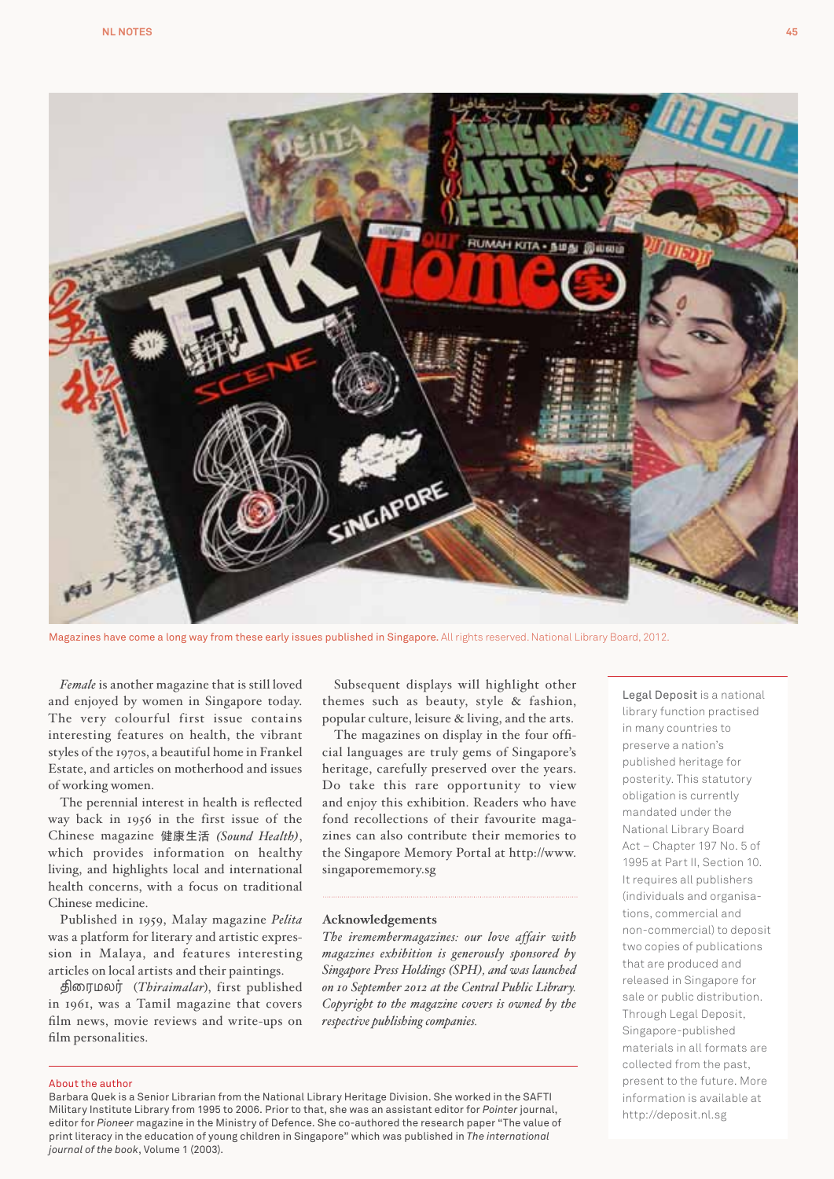Magazines have come a long way from these early issues published in Singapore. All rights reserved. National Library Board, 2012.

*Female* is another magazine that is still loved and enjoyed by women in Singapore today. The very colourful first issue contains interesting features on health, the vibrant styles of the 1970s, a beautiful home in Frankel Estate, and articles on motherhood and issues of working women.

The perennial interest in health is reflected way back in 1956 in the first issue of the Chinese magazine 健康生活 *(Sound Health)*, which provides information on healthy living, and highlights local and international health concerns, with a focus on traditional Chinese medicine.

Published in 1959, Malay magazine *Pelita* was a platform for literary and artistic expression in Malaya, and features interesting articles on local artists and their paintings.

திரைமலர் (*Thiraimalar*), first published in 1961, was a Tamil magazine that covers film news, movie reviews and write-ups on film personalities.

Subsequent displays will highlight other themes such as beauty, style & fashion, popular culture, leisure & living, and the arts.

The magazines on display in the four official languages are truly gems of Singapore's heritage, carefully preserved over the years. Do take this rare opportunity to view and enjoy this exhibition. Readers who have fond recollections of their favourite magazines can also contribute their memories to the Singapore Memory Portal at http://www.singaporememory.sg

## Acknowledgements

*The iremembermagazines: our love affair with magazines exhibition is generously sponsored by Singapore Press Holdings (SPH), and was launched on 10 September 2012 at the Central Public Library. Copyright to the magazine covers is owned by the respective publishing companies.*

**Legal Deposit** is a national library function practised in many countries to preserve a nation's published heritage for posterity. This statutory obligation is currently mandated under the National Library Board Act – Chapter 197 No. 5 of 1995 at Part II, Section 10. It requires all publishers (individuals and organisations, commercial and non-commercial) to deposit two copies of publications that are produced and released in Singapore for sale or public distribution. Through Legal Deposit, Singapore-published materials in all formats are collected from the past, present to the future. More information is available at http://deposit.nl.sg

### About the author

Barbara Quek is a Senior Librarian from the National Library Heritage Division. She worked in the SAFTI Military Institute Library from 1995 to 2006. Prior to that, she was an assistant editor for *Pointer* journal, editor for *Pioneer* magazine in the Ministry of Defence. She co-authored the research paper "The value of print literacy in the education of young children in Singapore" which was published in *The international journal of the book*, Volume 1 (2003).